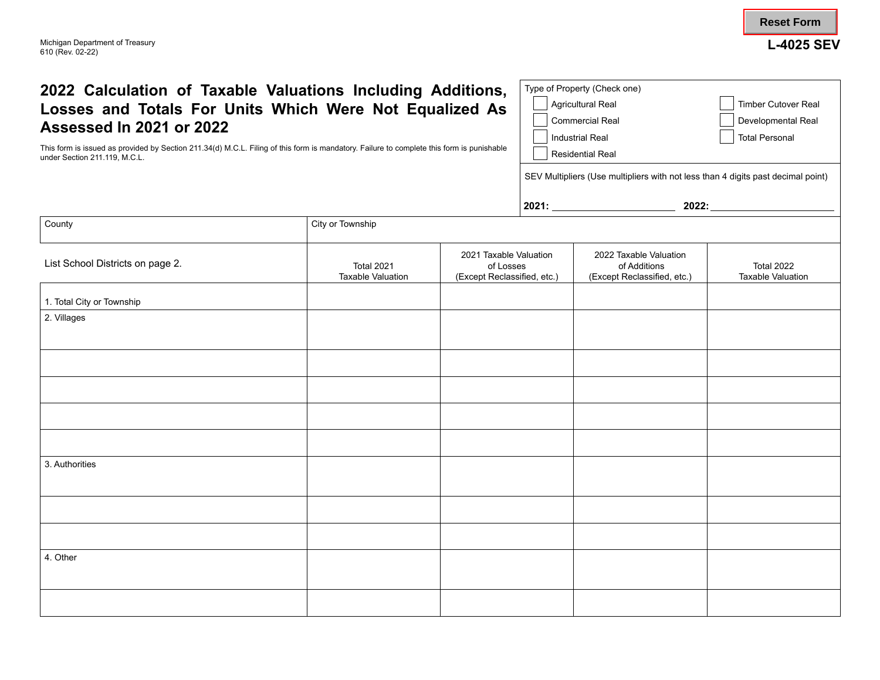Michigan Department of Treasury
610 (Rev. 02-22)

**L-4025 SEV**

# 2022 Calculation of Taxable Valuations Including Additions, Losses and Totals For Units Which Were Not Equalized As Assessed In 2021 or 2022

This form is issued as provided by Section 211.34(d) M.C.L. Filing of this form is mandatory. Failure to complete this form is punishable under Section 211.119, M.C.L.

Type of Property (Check one)

- ☐ Agricultural Real
- ☐ Commercial Real
- ☐ Industrial Real
- ☐ Residential Real
- ☐ Timber Cutover Real
- ☐ Developmental Real
- ☐ Total Personal

SEV Multipliers (Use multipliers with not less than 4 digits past decimal point)

**2021:** ____________________ **2022:** ____________________

| County | City or Township | | | |
|---|---|---|---|---|
| List School Districts on page 2. | Total 2021 Taxable Valuation | 2021 Taxable Valuation of Losses (Except Reclassified, etc.) | 2022 Taxable Valuation of Additions (Except Reclassified, etc.) | Total 2022 Taxable Valuation |
| 1. Total City or Township | | | | |
| 2. Villages | | | | |
| | | | | |
| | | | | |
| | | | | |
| | | | | |
| 3. Authorities | | | | |
| | | | | |
| | | | | |
| 4. Other | | | | |
| | | | | |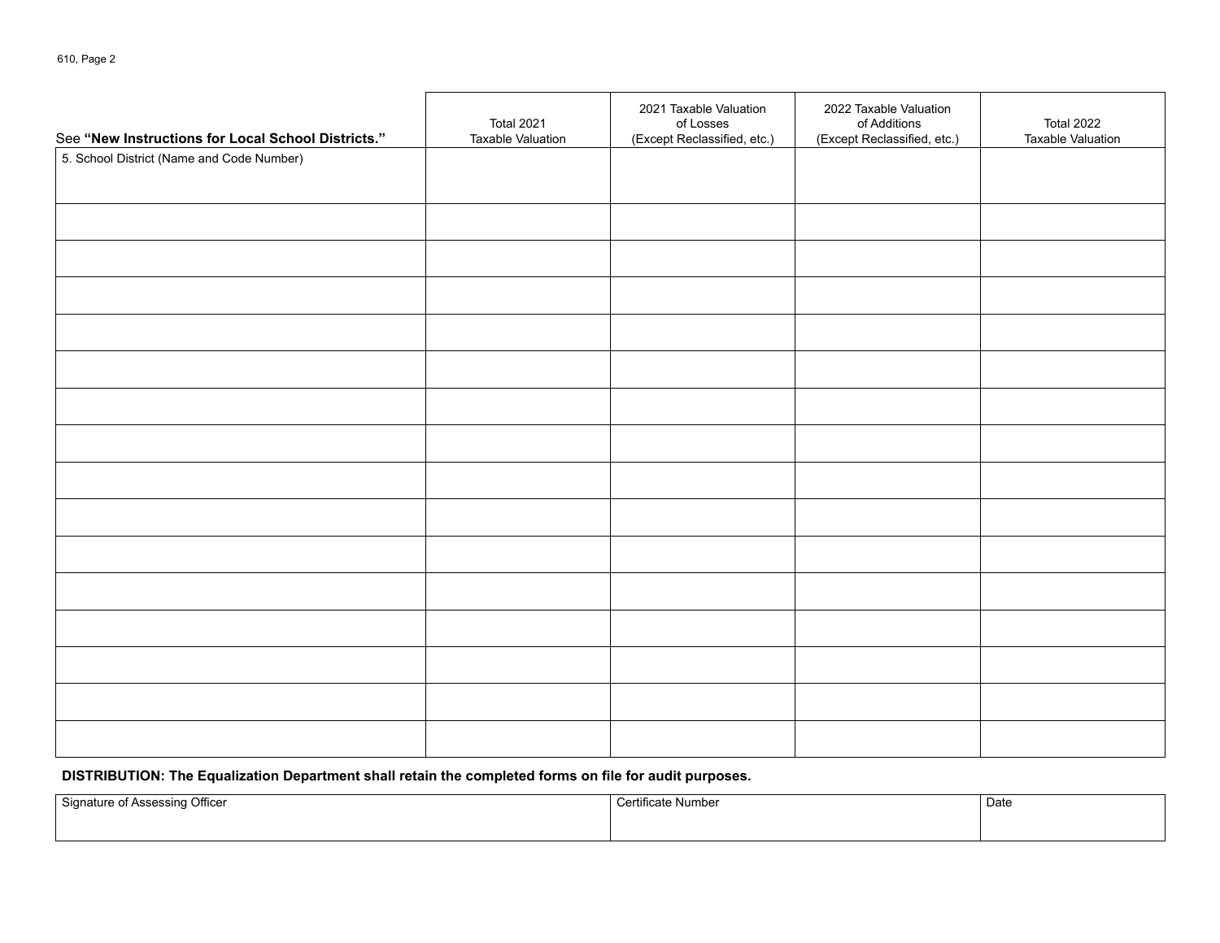| See **"New Instructions for Local School Districts."** | Total 2021 Taxable Valuation | 2021 Taxable Valuation of Losses (Except Reclassified, etc.) | 2022 Taxable Valuation of Additions (Except Reclassified, etc.) | Total 2022 Taxable Valuation |
|---|---|---|---|---|
| 5. School District (Name and Code Number) | | | | |
| | | | | |
| | | | | |
| | | | | |
| | | | | |
| | | | | |
| | | | | |
| | | | | |
| | | | | |
| | | | | |
| | | | | |
| | | | | |
| | | | | |
| | | | | |
| | | | | |
| | | | | |

**DISTRIBUTION: The Equalization Department shall retain the completed forms on file for audit purposes.**

| Signature of Assessing Officer | Certificate Number | Date |
|---|---|---|
| | | |